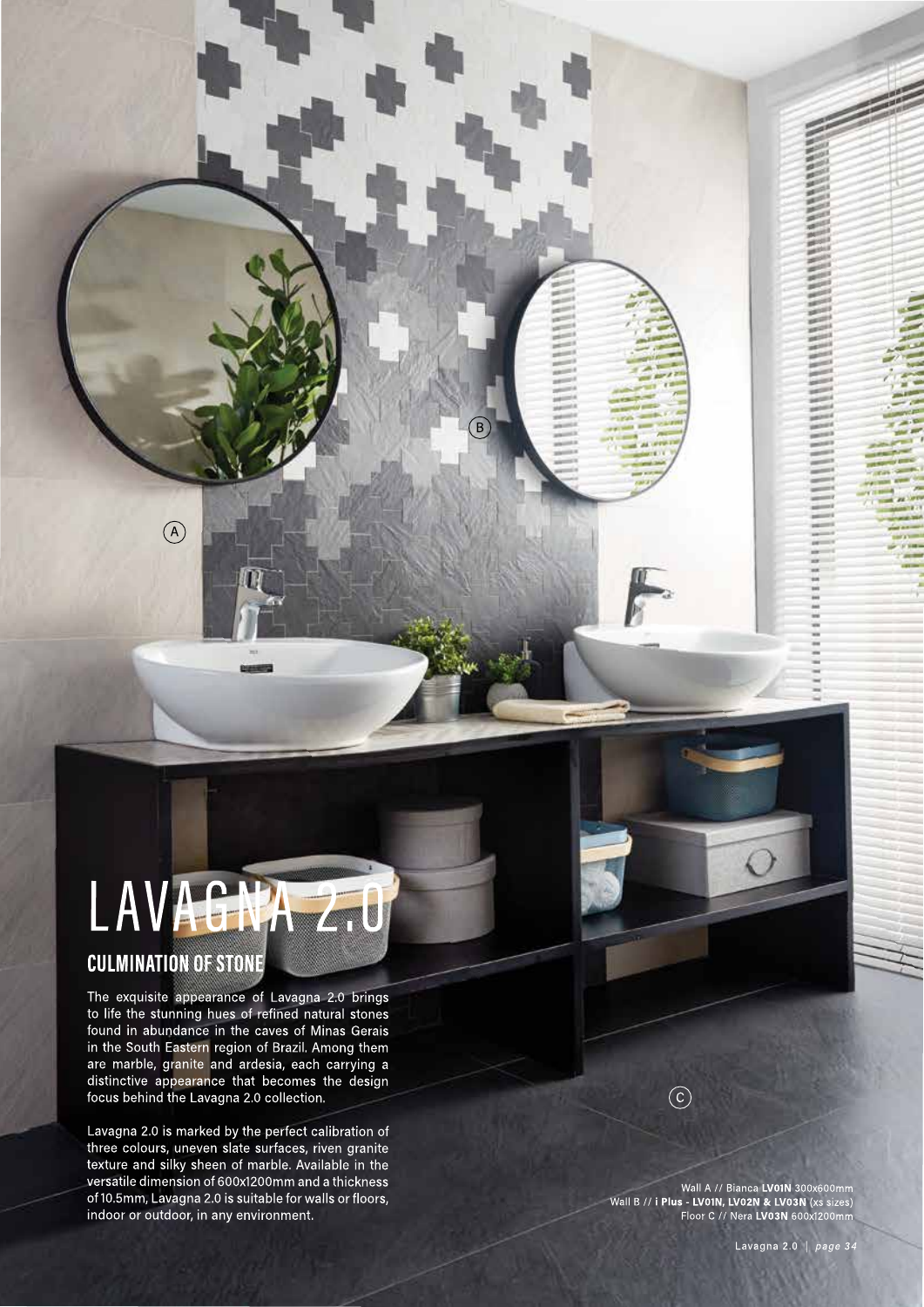# LAVAGNA 2.0

## CULMINATION OF STONE

The exquisite appearance of Lavagna 2.0 brings to life the stunning hues of refined natural stones found in abundance in the caves of Minas Gerais in the South Eastern region of Brazil. Among them are marble, granite and ardesia, each carrying a distinctive appearance that becomes the design focus behind the Lavagna 2.0 collection.

Lavagna 2.0 is marked by the perfect calibration of three colours, uneven slate surfaces, riven granite texture and silky sheen of marble. Available in the versatile dimension of 600x1200mm and a thickness of 10.5mm, Lavagna 2.0 is suitable for walls or floors, indoor or outdoor, in any environment.

Wall A // Bianca **LV01N** 300x600mm
Wall B // **i Plus - LV01N, LV02N & LV03N** (xs sizes)
Floor C // Nera **LV03N** 600x1200mm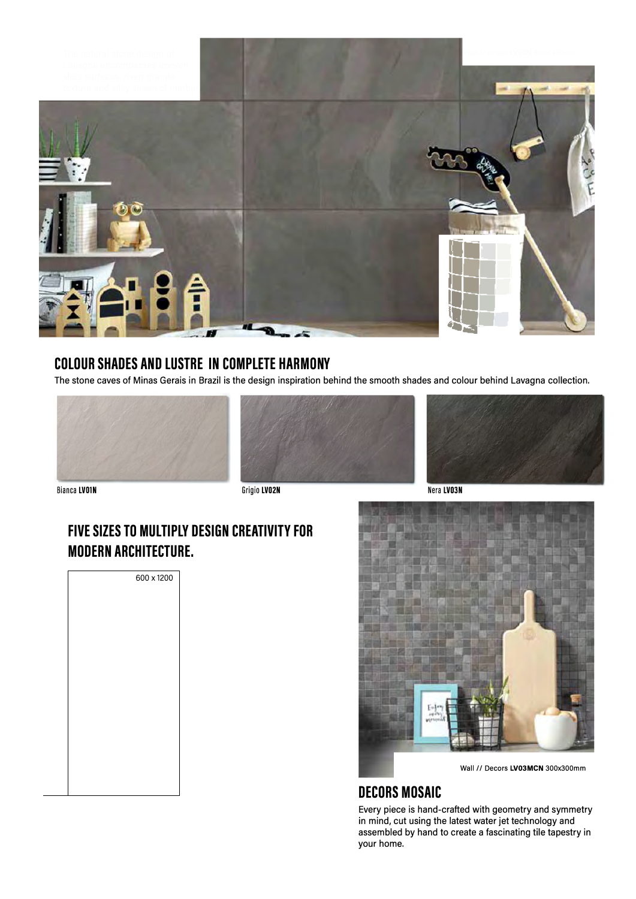## COLOUR SHADES AND LUSTRE IN COMPLETE HARMONY

The stone caves of Minas Gerais in Brazil is the design inspiration behind the smooth shades and colour behind Lavagna collection.

Bianca **LV01N**

Grigio **LV02N**

Nera **LV03N**

## FIVE SIZES TO MULTIPLY DESIGN CREATIVITY FOR MODERN ARCHITECTURE.

600 x 1200

Wall // Decors **LV03MCN** 300x300mm

## DECORS MOSAIC

Every piece is hand-crafted with geometry and symmetry in mind, cut using the latest water jet technology and assembled by hand to create a fascinating tile tapestry in your home.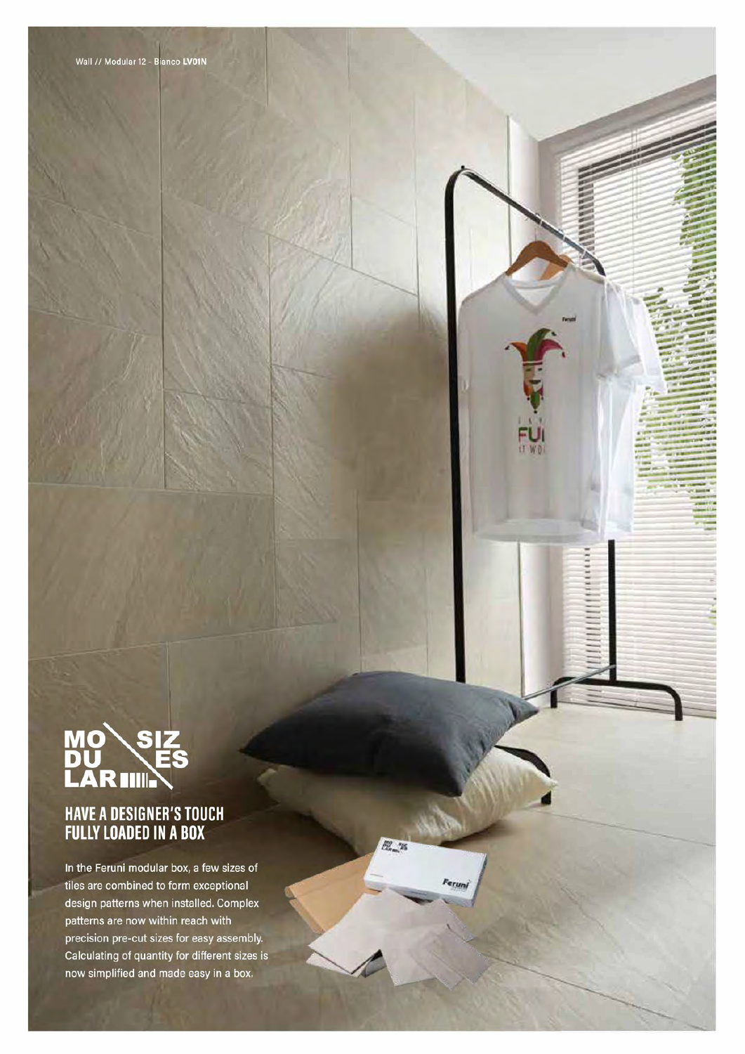Wall // Modular 12 - Bianco **LV01N**

MODULAR SIZES

## HAVE A DESIGNER'S TOUCH FULLY LOADED IN A BOX

In the Feruni modular box, a few sizes of tiles are combined to form exceptional design patterns when installed. Complex patterns are now within reach with precision pre-cut sizes for easy assembly. Calculating of quantity for different sizes is now simplified and made easy in a box.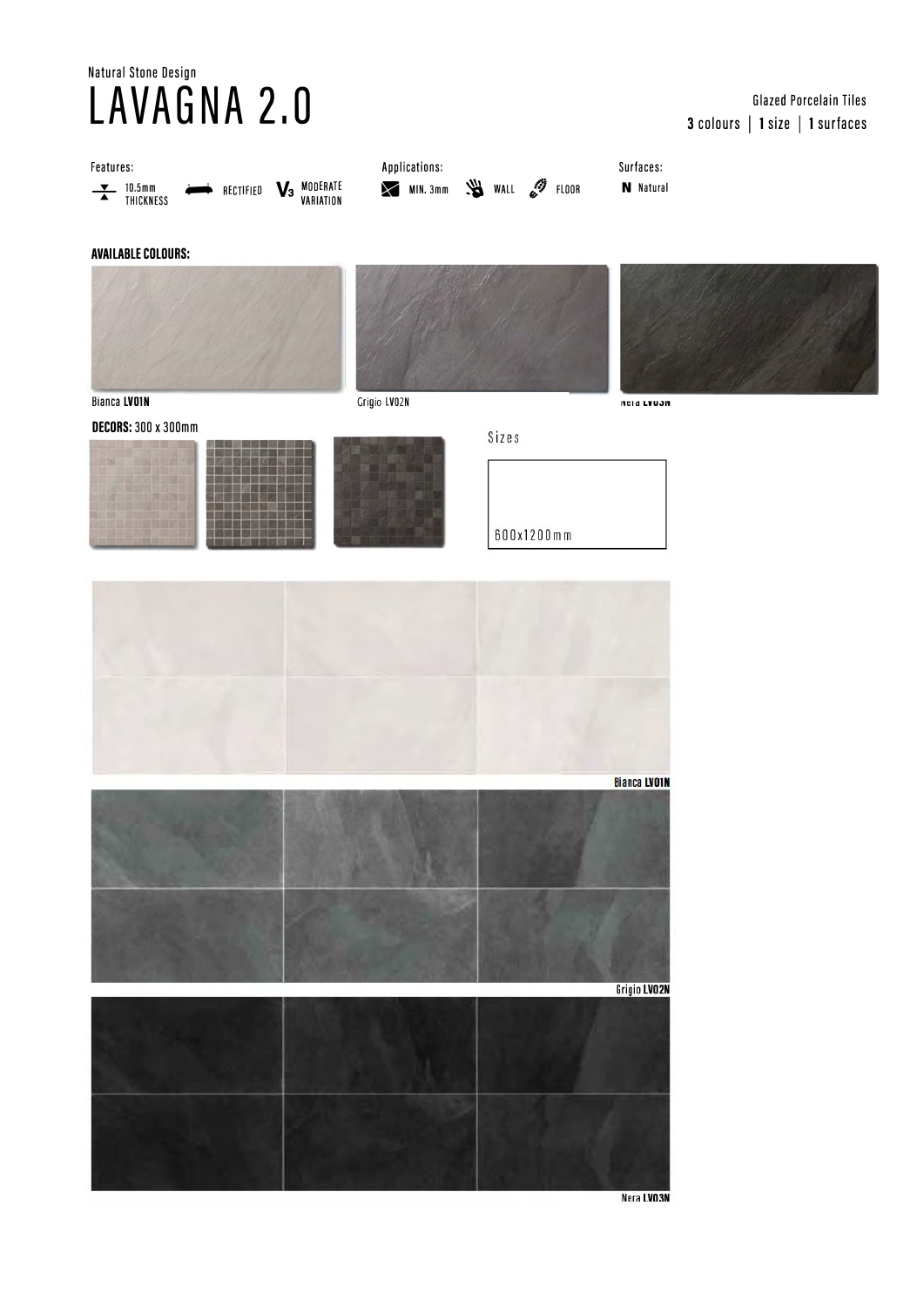Natural Stone Design

# LAVAGNA 2.0

Glazed Porcelain Tiles

**3** colours | **1** size | **1** surfaces

Features:

- 10.5mm THICKNESS
- RECTIFIED
- V3 MODERATE VARIATION

Applications:

- MIN. 3mm
- WALL
- FLOOR

Surfaces:

- **N** Natural

**AVAILABLE COLOURS:**

Bianca **LV01N**

Grigio LV02N

Nera **LV03N**

**DECORS:** 300 x 300mm

Sizes

600x1200mm

Bianca **LV01N**

Grigio **LV02N**

Nera **LV03N**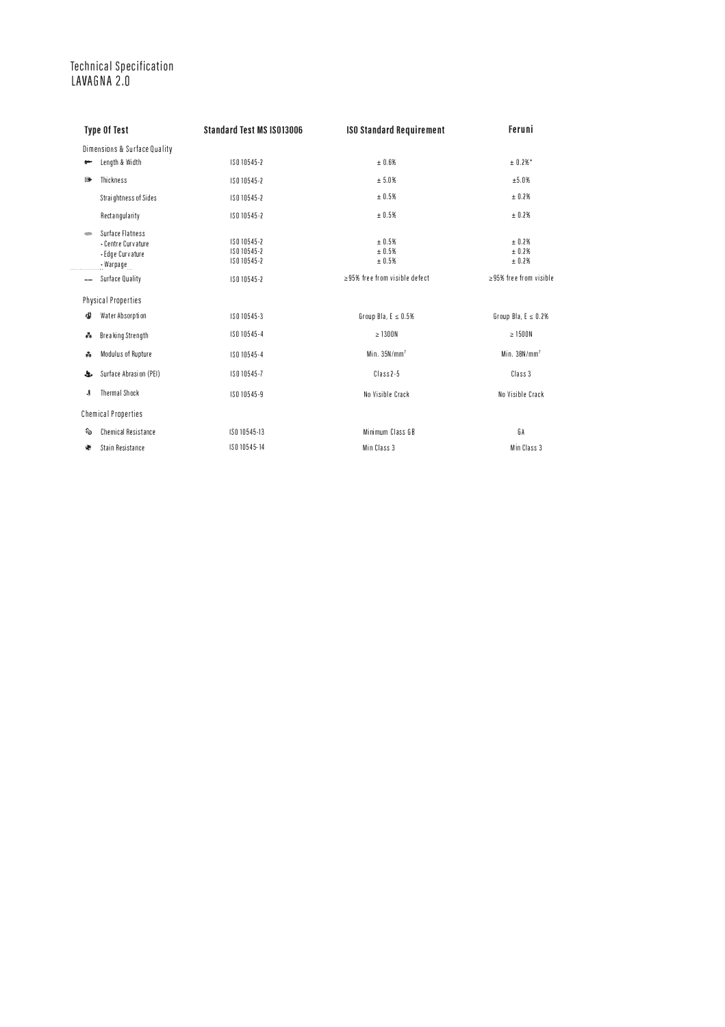# Technical Specification
## LAVAGNA 2.0

| Type Of Test | Standard Test MS ISO13006 | ISO Standard Requirement | Feruni |
|---|---|---|---|
| Dimensions & Surface Quality | | | |
| Length & Width | ISO 10545-2 | ± 0.6% | ± 0.2%* |
| Thickness | ISO 10545-2 | ± 5.0% | ±5.0% |
| Straightness of Sides | ISO 10545-2 | ± 0.5% | ± 0.2% |
| Rectangularity | ISO 10545-2 | ± 0.5% | ± 0.2% |
| Surface Flatness | | | |
| - Centre Curvature | ISO 10545-2 | ± 0.5% | ± 0.2% |
| - Edge Curvature | ISO 10545-2 | ± 0.5% | ± 0.2% |
| - Warpage | ISO 10545-2 | ± 0.5% | ± 0.2% |
| Surface Quality | ISO 10545-2 | ≥95% free from visible defect | ≥95% free from visible |
| Physical Properties | | | |
| Water Absorption | ISO 10545-3 | Group BIa, E ≤ 0.5% | Group BIa, E ≤ 0.2% |
| Breaking Strength | ISO 10545-4 | ≥ 1300N | ≥ 1500N |
| Modulus of Rupture | ISO 10545-4 | Min. 35N/mm² | Min. 38N/mm² |
| Surface Abrasion (PEI) | ISO 10545-7 | Class 2-5 | Class 3 |
| Thermal Shock | ISO 10545-9 | No Visible Crack | No Visible Crack |
| Chemical Properties | | | |
| Chemical Resistance | ISO 10545-13 | Minimum Class GB | GA |
| Stain Resistance | ISO 10545-14 | Min Class 3 | Min Class 3 |